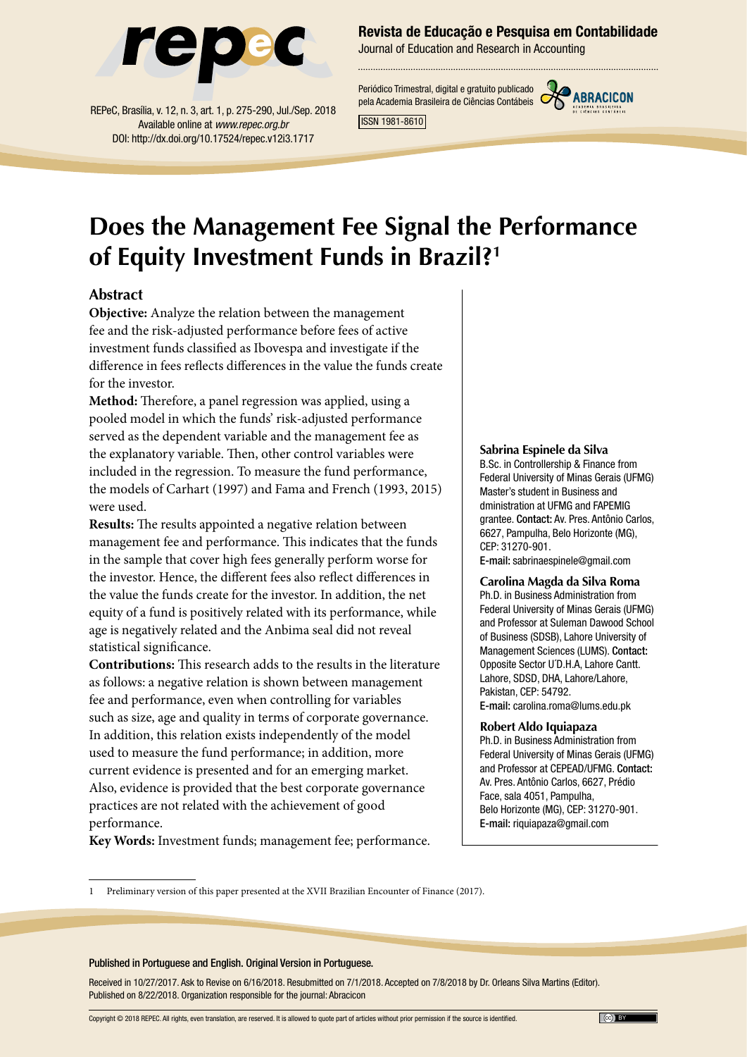# Does the Management Fee Signal the Performance of Equity Investment Funds in Brazil?[1]

## Abstract

**Objective:** Analyze the relation between the management fee and the risk-adjusted performance before fees of active investment funds classified as Ibovespa and investigate if the difference in fees reflects differences in the value the funds create for the investor.

**Method:** Therefore, a panel regression was applied, using a pooled model in which the funds' risk-adjusted performance served as the dependent variable and the management fee as the explanatory variable. Then, other control variables were included in the regression. To measure the fund performance, the models of Carhart (1997) and Fama and French (1993, 2015) were used.

**Results:** The results appointed a negative relation between management fee and performance. This indicates that the funds in the sample that cover high fees generally perform worse for the investor. Hence, the different fees also reflect differences in the value the funds create for the investor. In addition, the net equity of a fund is positively related with its performance, while age is negatively related and the Anbima seal did not reveal statistical significance.

**Contributions:** This research adds to the results in the literature as follows: a negative relation is shown between management fee and performance, even when controlling for variables such as size, age and quality in terms of corporate governance. In addition, this relation exists independently of the model used to measure the fund performance; in addition, more current evidence is presented and for an emerging market. Also, evidence is provided that the best corporate governance practices are not related with the achievement of good performance.

**Key Words:** Investment funds; management fee; performance.

**Sabrina Espinele da Silva**
B.Sc. in Controllership & Finance from Federal University of Minas Gerais (UFMG) Master's student in Business and dministration at UFMG and FAPEMIG grantee. **Contact:** Av. Pres. Antônio Carlos, 6627, Pampulha, Belo Horizonte (MG), CEP: 31270-901.
**E-mail:** sabrinaespinele@gmail.com

**Carolina Magda da Silva Roma**
Ph.D. in Business Administration from Federal University of Minas Gerais (UFMG) and Professor at Suleman Dawood School of Business (SDSB), Lahore University of Management Sciences (LUMS). **Contact:** Opposite Sector U'D.H.A, Lahore Cantt. Lahore, SDSD, DHA, Lahore/Lahore, Pakistan, CEP: 54792.
**E-mail:** carolina.roma@lums.edu.pk

**Robert Aldo Iquiapaza**
Ph.D. in Business Administration from Federal University of Minas Gerais (UFMG) and Professor at CEPEAD/UFMG. **Contact:** Av. Pres. Antônio Carlos, 6627, Prédio Face, sala 4051, Pampulha, Belo Horizonte (MG), CEP: 31270-901.
**E-mail:** riquiapaza@gmail.com

[1] Preliminary version of this paper presented at the XVII Brazilian Encounter of Finance (2017).

**Published in Portuguese and English. Original Version in Portuguese.**

Received in 10/27/2017. Ask to Revise on 6/16/2018. Resubmitted on 7/1/2018. Accepted on 7/8/2018 by Dr. Orleans Silva Martins (Editor). Published on 8/22/2018. Organization responsible for the journal: Abracicon

Copyright © 2018 REPEC. All rights, even translation, are reserved. It is allowed to quote part of articles without prior permission if the source is identified.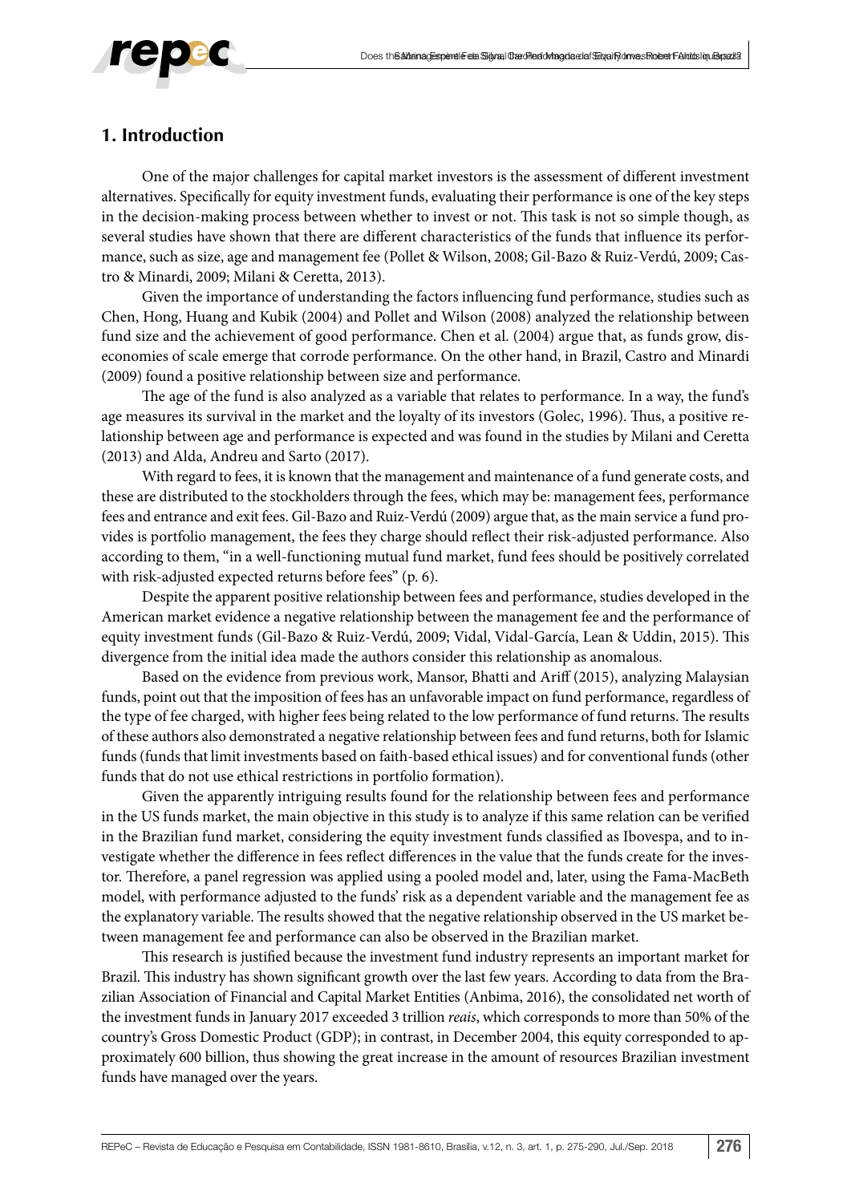## 1. Introduction

One of the major challenges for capital market investors is the assessment of different investment alternatives. Specifically for equity investment funds, evaluating their performance is one of the key steps in the decision-making process between whether to invest or not. This task is not so simple though, as several studies have shown that there are different characteristics of the funds that influence its performance, such as size, age and management fee (Pollet & Wilson, 2008; Gil-Bazo & Ruiz-Verdú, 2009; Castro & Minardi, 2009; Milani & Ceretta, 2013).

Given the importance of understanding the factors influencing fund performance, studies such as Chen, Hong, Huang and Kubik (2004) and Pollet and Wilson (2008) analyzed the relationship between fund size and the achievement of good performance. Chen et al. (2004) argue that, as funds grow, diseconomies of scale emerge that corrode performance. On the other hand, in Brazil, Castro and Minardi (2009) found a positive relationship between size and performance.

The age of the fund is also analyzed as a variable that relates to performance. In a way, the fund's age measures its survival in the market and the loyalty of its investors (Golec, 1996). Thus, a positive relationship between age and performance is expected and was found in the studies by Milani and Ceretta (2013) and Alda, Andreu and Sarto (2017).

With regard to fees, it is known that the management and maintenance of a fund generate costs, and these are distributed to the stockholders through the fees, which may be: management fees, performance fees and entrance and exit fees. Gil-Bazo and Ruiz-Verdú (2009) argue that, as the main service a fund provides is portfolio management, the fees they charge should reflect their risk-adjusted performance. Also according to them, "in a well-functioning mutual fund market, fund fees should be positively correlated with risk-adjusted expected returns before fees" (p. 6).

Despite the apparent positive relationship between fees and performance, studies developed in the American market evidence a negative relationship between the management fee and the performance of equity investment funds (Gil-Bazo & Ruiz-Verdú, 2009; Vidal, Vidal-García, Lean & Uddin, 2015). This divergence from the initial idea made the authors consider this relationship as anomalous.

Based on the evidence from previous work, Mansor, Bhatti and Ariff (2015), analyzing Malaysian funds, point out that the imposition of fees has an unfavorable impact on fund performance, regardless of the type of fee charged, with higher fees being related to the low performance of fund returns. The results of these authors also demonstrated a negative relationship between fees and fund returns, both for Islamic funds (funds that limit investments based on faith-based ethical issues) and for conventional funds (other funds that do not use ethical restrictions in portfolio formation).

Given the apparently intriguing results found for the relationship between fees and performance in the US funds market, the main objective in this study is to analyze if this same relation can be verified in the Brazilian fund market, considering the equity investment funds classified as Ibovespa, and to investigate whether the difference in fees reflect differences in the value that the funds create for the investor. Therefore, a panel regression was applied using a pooled model and, later, using the Fama-MacBeth model, with performance adjusted to the funds' risk as a dependent variable and the management fee as the explanatory variable. The results showed that the negative relationship observed in the US market between management fee and performance can also be observed in the Brazilian market.

This research is justified because the investment fund industry represents an important market for Brazil. This industry has shown significant growth over the last few years. According to data from the Brazilian Association of Financial and Capital Market Entities (Anbima, 2016), the consolidated net worth of the investment funds in January 2017 exceeded 3 trillion *reais*, which corresponds to more than 50% of the country's Gross Domestic Product (GDP); in contrast, in December 2004, this equity corresponded to approximately 600 billion, thus showing the great increase in the amount of resources Brazilian investment funds have managed over the years.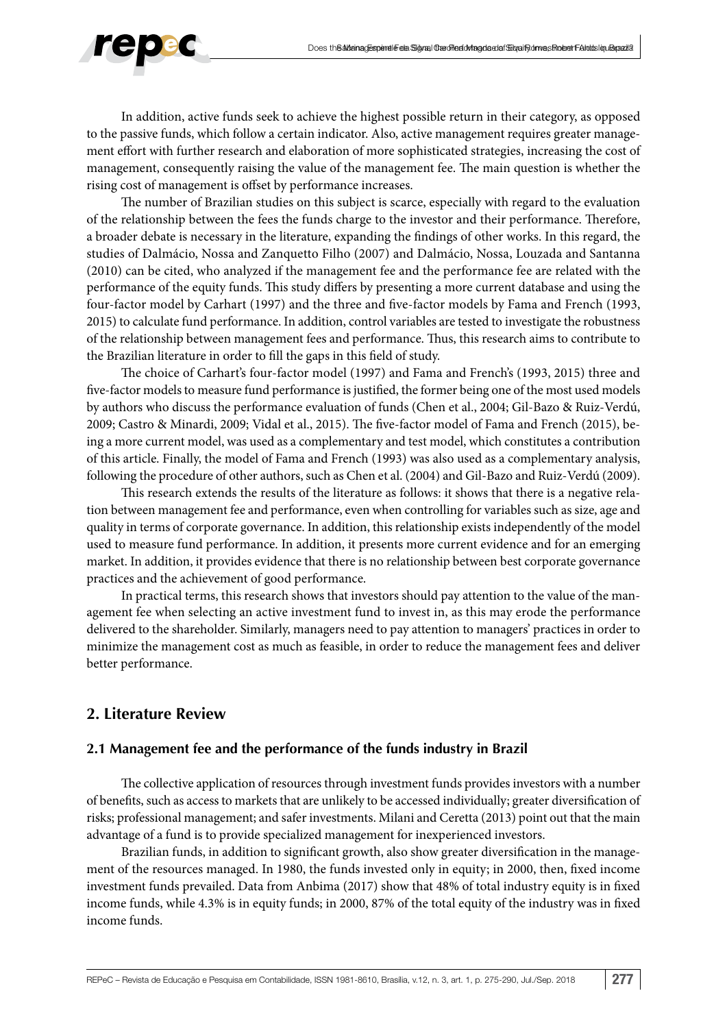In addition, active funds seek to achieve the highest possible return in their category, as opposed to the passive funds, which follow a certain indicator. Also, active management requires greater management effort with further research and elaboration of more sophisticated strategies, increasing the cost of management, consequently raising the value of the management fee. The main question is whether the rising cost of management is offset by performance increases.

The number of Brazilian studies on this subject is scarce, especially with regard to the evaluation of the relationship between the fees the funds charge to the investor and their performance. Therefore, a broader debate is necessary in the literature, expanding the findings of other works. In this regard, the studies of Dalmácio, Nossa and Zanquetto Filho (2007) and Dalmácio, Nossa, Louzada and Santanna (2010) can be cited, who analyzed if the management fee and the performance fee are related with the performance of the equity funds. This study differs by presenting a more current database and using the four-factor model by Carhart (1997) and the three and five-factor models by Fama and French (1993, 2015) to calculate fund performance. In addition, control variables are tested to investigate the robustness of the relationship between management fees and performance. Thus, this research aims to contribute to the Brazilian literature in order to fill the gaps in this field of study.

The choice of Carhart's four-factor model (1997) and Fama and French's (1993, 2015) three and five-factor models to measure fund performance is justified, the former being one of the most used models by authors who discuss the performance evaluation of funds (Chen et al., 2004; Gil-Bazo & Ruiz-Verdú, 2009; Castro & Minardi, 2009; Vidal et al., 2015). The five-factor model of Fama and French (2015), being a more current model, was used as a complementary and test model, which constitutes a contribution of this article. Finally, the model of Fama and French (1993) was also used as a complementary analysis, following the procedure of other authors, such as Chen et al. (2004) and Gil-Bazo and Ruiz-Verdú (2009).

This research extends the results of the literature as follows: it shows that there is a negative relation between management fee and performance, even when controlling for variables such as size, age and quality in terms of corporate governance. In addition, this relationship exists independently of the model used to measure fund performance. In addition, it presents more current evidence and for an emerging market. In addition, it provides evidence that there is no relationship between best corporate governance practices and the achievement of good performance.

In practical terms, this research shows that investors should pay attention to the value of the management fee when selecting an active investment fund to invest in, as this may erode the performance delivered to the shareholder. Similarly, managers need to pay attention to managers' practices in order to minimize the management cost as much as feasible, in order to reduce the management fees and deliver better performance.

## 2. Literature Review

### 2.1 Management fee and the performance of the funds industry in Brazil

The collective application of resources through investment funds provides investors with a number of benefits, such as access to markets that are unlikely to be accessed individually; greater diversification of risks; professional management; and safer investments. Milani and Ceretta (2013) point out that the main advantage of a fund is to provide specialized management for inexperienced investors.

Brazilian funds, in addition to significant growth, also show greater diversification in the management of the resources managed. In 1980, the funds invested only in equity; in 2000, then, fixed income investment funds prevailed. Data from Anbima (2017) show that 48% of total industry equity is in fixed income funds, while 4.3% is in equity funds; in 2000, 87% of the total equity of the industry was in fixed income funds.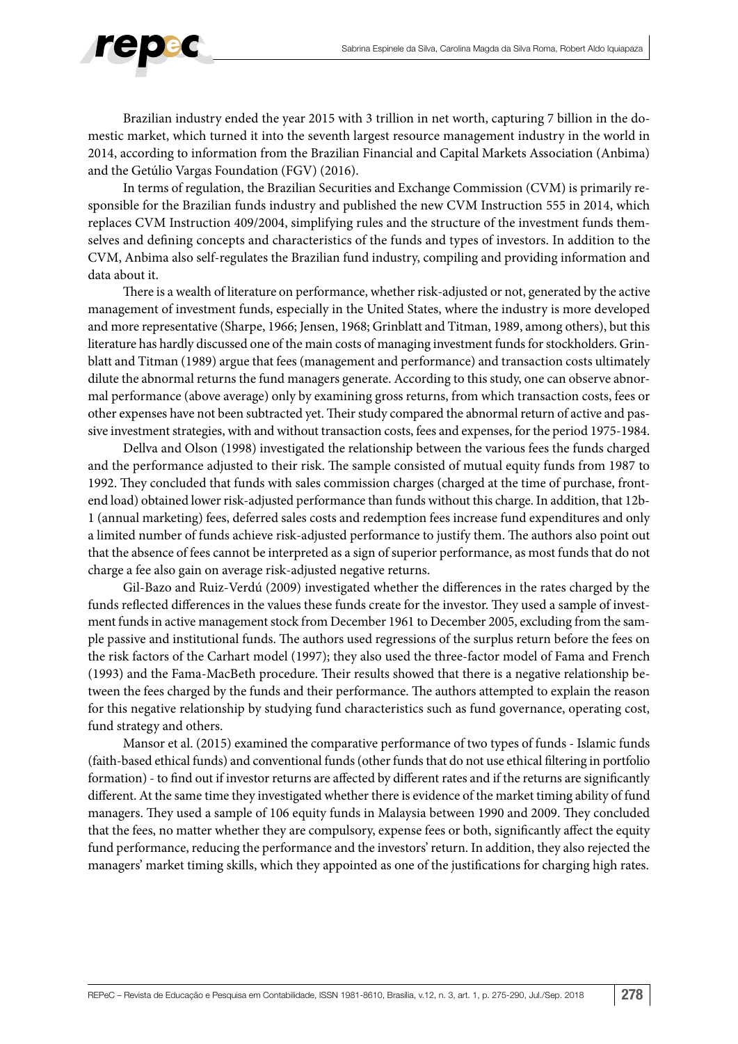Brazilian industry ended the year 2015 with 3 trillion in net worth, capturing 7 billion in the domestic market, which turned it into the seventh largest resource management industry in the world in 2014, according to information from the Brazilian Financial and Capital Markets Association (Anbima) and the Getúlio Vargas Foundation (FGV) (2016).

In terms of regulation, the Brazilian Securities and Exchange Commission (CVM) is primarily responsible for the Brazilian funds industry and published the new CVM Instruction 555 in 2014, which replaces CVM Instruction 409/2004, simplifying rules and the structure of the investment funds themselves and defining concepts and characteristics of the funds and types of investors. In addition to the CVM, Anbima also self-regulates the Brazilian fund industry, compiling and providing information and data about it.

There is a wealth of literature on performance, whether risk-adjusted or not, generated by the active management of investment funds, especially in the United States, where the industry is more developed and more representative (Sharpe, 1966; Jensen, 1968; Grinblatt and Titman, 1989, among others), but this literature has hardly discussed one of the main costs of managing investment funds for stockholders. Grinblatt and Titman (1989) argue that fees (management and performance) and transaction costs ultimately dilute the abnormal returns the fund managers generate. According to this study, one can observe abnormal performance (above average) only by examining gross returns, from which transaction costs, fees or other expenses have not been subtracted yet. Their study compared the abnormal return of active and passive investment strategies, with and without transaction costs, fees and expenses, for the period 1975-1984.

Dellva and Olson (1998) investigated the relationship between the various fees the funds charged and the performance adjusted to their risk. The sample consisted of mutual equity funds from 1987 to 1992. They concluded that funds with sales commission charges (charged at the time of purchase, front-end load) obtained lower risk-adjusted performance than funds without this charge. In addition, that 12b-1 (annual marketing) fees, deferred sales costs and redemption fees increase fund expenditures and only a limited number of funds achieve risk-adjusted performance to justify them. The authors also point out that the absence of fees cannot be interpreted as a sign of superior performance, as most funds that do not charge a fee also gain on average risk-adjusted negative returns.

Gil-Bazo and Ruiz-Verdú (2009) investigated whether the differences in the rates charged by the funds reflected differences in the values these funds create for the investor. They used a sample of investment funds in active management stock from December 1961 to December 2005, excluding from the sample passive and institutional funds. The authors used regressions of the surplus return before the fees on the risk factors of the Carhart model (1997); they also used the three-factor model of Fama and French (1993) and the Fama-MacBeth procedure. Their results showed that there is a negative relationship between the fees charged by the funds and their performance. The authors attempted to explain the reason for this negative relationship by studying fund characteristics such as fund governance, operating cost, fund strategy and others.

Mansor et al. (2015) examined the comparative performance of two types of funds - Islamic funds (faith-based ethical funds) and conventional funds (other funds that do not use ethical filtering in portfolio formation) - to find out if investor returns are affected by different rates and if the returns are significantly different. At the same time they investigated whether there is evidence of the market timing ability of fund managers. They used a sample of 106 equity funds in Malaysia between 1990 and 2009. They concluded that the fees, no matter whether they are compulsory, expense fees or both, significantly affect the equity fund performance, reducing the performance and the investors' return. In addition, they also rejected the managers' market timing skills, which they appointed as one of the justifications for charging high rates.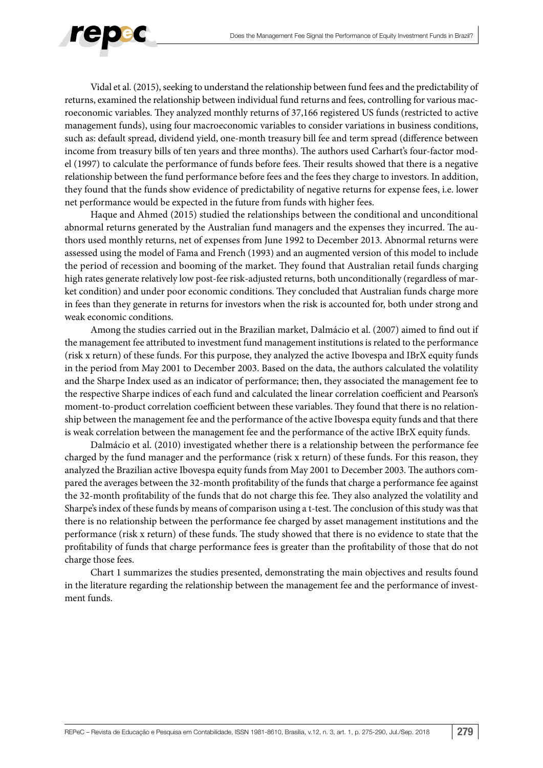Vidal et al. (2015), seeking to understand the relationship between fund fees and the predictability of returns, examined the relationship between individual fund returns and fees, controlling for various macroeconomic variables. They analyzed monthly returns of 37,166 registered US funds (restricted to active management funds), using four macroeconomic variables to consider variations in business conditions, such as: default spread, dividend yield, one-month treasury bill fee and term spread (difference between income from treasury bills of ten years and three months). The authors used Carhart's four-factor model (1997) to calculate the performance of funds before fees. Their results showed that there is a negative relationship between the fund performance before fees and the fees they charge to investors. In addition, they found that the funds show evidence of predictability of negative returns for expense fees, i.e. lower net performance would be expected in the future from funds with higher fees.

Haque and Ahmed (2015) studied the relationships between the conditional and unconditional abnormal returns generated by the Australian fund managers and the expenses they incurred. The authors used monthly returns, net of expenses from June 1992 to December 2013. Abnormal returns were assessed using the model of Fama and French (1993) and an augmented version of this model to include the period of recession and booming of the market. They found that Australian retail funds charging high rates generate relatively low post-fee risk-adjusted returns, both unconditionally (regardless of market condition) and under poor economic conditions. They concluded that Australian funds charge more in fees than they generate in returns for investors when the risk is accounted for, both under strong and weak economic conditions.

Among the studies carried out in the Brazilian market, Dalmácio et al. (2007) aimed to find out if the management fee attributed to investment fund management institutions is related to the performance (risk x return) of these funds. For this purpose, they analyzed the active Ibovespa and IBrX equity funds in the period from May 2001 to December 2003. Based on the data, the authors calculated the volatility and the Sharpe Index used as an indicator of performance; then, they associated the management fee to the respective Sharpe indices of each fund and calculated the linear correlation coefficient and Pearson's moment-to-product correlation coefficient between these variables. They found that there is no relationship between the management fee and the performance of the active Ibovespa equity funds and that there is weak correlation between the management fee and the performance of the active IBrX equity funds.

Dalmácio et al. (2010) investigated whether there is a relationship between the performance fee charged by the fund manager and the performance (risk x return) of these funds. For this reason, they analyzed the Brazilian active Ibovespa equity funds from May 2001 to December 2003. The authors compared the averages between the 32-month profitability of the funds that charge a performance fee against the 32-month profitability of the funds that do not charge this fee. They also analyzed the volatility and Sharpe's index of these funds by means of comparison using a t-test. The conclusion of this study was that there is no relationship between the performance fee charged by asset management institutions and the performance (risk x return) of these funds. The study showed that there is no evidence to state that the profitability of funds that charge performance fees is greater than the profitability of those that do not charge those fees.

Chart 1 summarizes the studies presented, demonstrating the main objectives and results found in the literature regarding the relationship between the management fee and the performance of investment funds.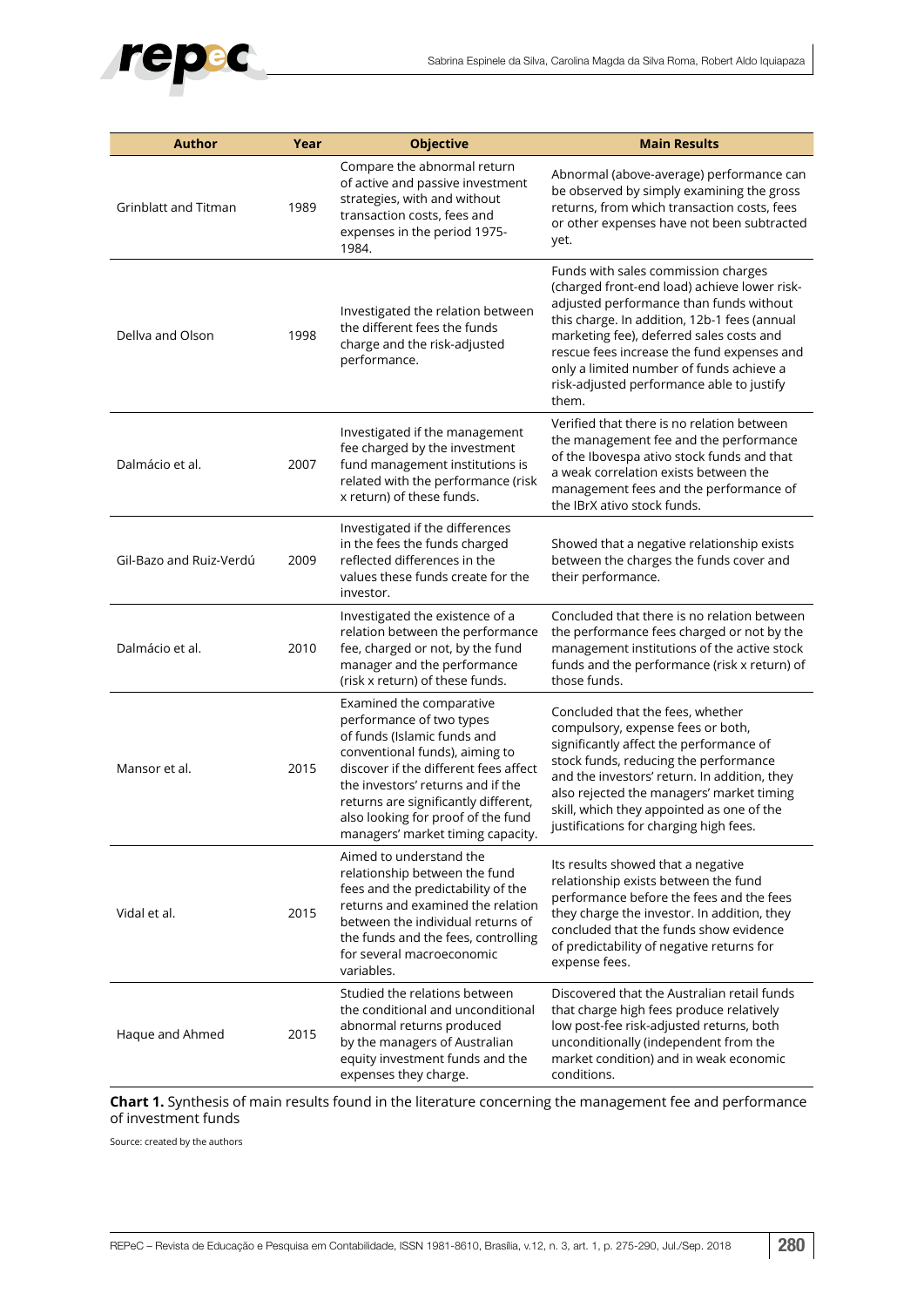| Author | Year | Objective | Main Results |
|---|---|---|---|
| Grinblatt and Titman | 1989 | Compare the abnormal return of active and passive investment strategies, with and without transaction costs, fees and expenses in the period 1975-1984. | Abnormal (above-average) performance can be observed by simply examining the gross returns, from which transaction costs, fees or other expenses have not been subtracted yet. |
| Dellva and Olson | 1998 | Investigated the relation between the different fees the funds charge and the risk-adjusted performance. | Funds with sales commission charges (charged front-end load) achieve lower risk-adjusted performance than funds without this charge. In addition, 12b-1 fees (annual marketing fee), deferred sales costs and rescue fees increase the fund expenses and only a limited number of funds achieve a risk-adjusted performance able to justify them. |
| Dalmácio et al. | 2007 | Investigated if the management fee charged by the investment fund management institutions is related with the performance (risk x return) of these funds. | Verified that there is no relation between the management fee and the performance of the Ibovespa ativo stock funds and that a weak correlation exists between the management fees and the performance of the IBrX ativo stock funds. |
| Gil-Bazo and Ruiz-Verdú | 2009 | Investigated if the differences in the fees the funds charged reflected differences in the values these funds create for the investor. | Showed that a negative relationship exists between the charges the funds cover and their performance. |
| Dalmácio et al. | 2010 | Investigated the existence of a relation between the performance fee, charged or not, by the fund manager and the performance (risk x return) of these funds. | Concluded that there is no relation between the performance fees charged or not by the management institutions of the active stock funds and the performance (risk x return) of those funds. |
| Mansor et al. | 2015 | Examined the comparative performance of two types of funds (Islamic funds and conventional funds), aiming to discover if the different fees affect the investors' returns and if the returns are significantly different, also looking for proof of the fund managers' market timing capacity. | Concluded that the fees, whether compulsory, expense fees or both, significantly affect the performance of stock funds, reducing the performance and the investors' return. In addition, they also rejected the managers' market timing skill, which they appointed as one of the justifications for charging high fees. |
| Vidal et al. | 2015 | Aimed to understand the relationship between the fund fees and the predictability of the returns and examined the relation between the individual returns of the funds and the fees, controlling for several macroeconomic variables. | Its results showed that a negative relationship exists between the fund performance before the fees and the fees they charge the investor. In addition, they concluded that the funds show evidence of predictability of negative returns for expense fees. |
| Haque and Ahmed | 2015 | Studied the relations between the conditional and unconditional abnormal returns produced by the managers of Australian equity investment funds and the expenses they charge. | Discovered that the Australian retail funds that charge high fees produce relatively low post-fee risk-adjusted returns, both unconditionally (independent from the market condition) and in weak economic conditions. |

**Chart 1.** Synthesis of main results found in the literature concerning the management fee and performance of investment funds

Source: created by the authors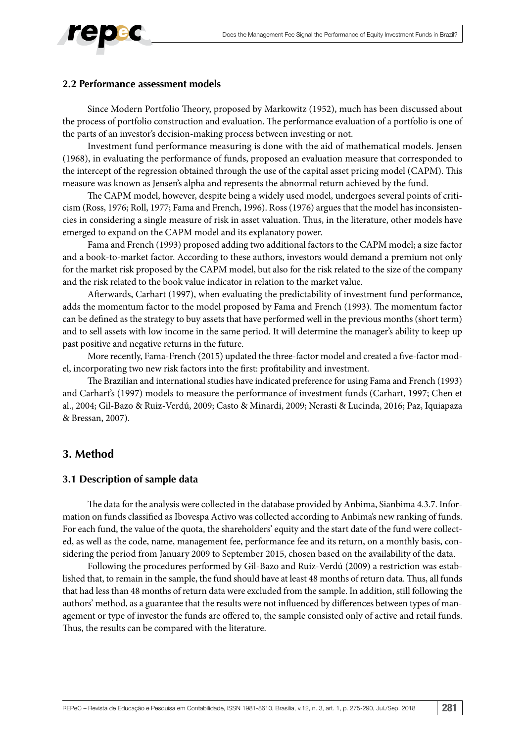### 2.2 Performance assessment models

Since Modern Portfolio Theory, proposed by Markowitz (1952), much has been discussed about the process of portfolio construction and evaluation. The performance evaluation of a portfolio is one of the parts of an investor's decision-making process between investing or not.

Investment fund performance measuring is done with the aid of mathematical models. Jensen (1968), in evaluating the performance of funds, proposed an evaluation measure that corresponded to the intercept of the regression obtained through the use of the capital asset pricing model (CAPM). This measure was known as Jensen's alpha and represents the abnormal return achieved by the fund.

The CAPM model, however, despite being a widely used model, undergoes several points of criticism (Ross, 1976; Roll, 1977; Fama and French, 1996). Ross (1976) argues that the model has inconsistencies in considering a single measure of risk in asset valuation. Thus, in the literature, other models have emerged to expand on the CAPM model and its explanatory power.

Fama and French (1993) proposed adding two additional factors to the CAPM model; a size factor and a book-to-market factor. According to these authors, investors would demand a premium not only for the market risk proposed by the CAPM model, but also for the risk related to the size of the company and the risk related to the book value indicator in relation to the market value.

Afterwards, Carhart (1997), when evaluating the predictability of investment fund performance, adds the momentum factor to the model proposed by Fama and French (1993). The momentum factor can be defined as the strategy to buy assets that have performed well in the previous months (short term) and to sell assets with low income in the same period. It will determine the manager's ability to keep up past positive and negative returns in the future.

More recently, Fama-French (2015) updated the three-factor model and created a five-factor model, incorporating two new risk factors into the first: profitability and investment.

The Brazilian and international studies have indicated preference for using Fama and French (1993) and Carhart's (1997) models to measure the performance of investment funds (Carhart, 1997; Chen et al., 2004; Gil-Bazo & Ruiz-Verdú, 2009; Casto & Minardi, 2009; Nerasti & Lucinda, 2016; Paz, Iquiapaza & Bressan, 2007).

## 3. Method

### 3.1 Description of sample data

The data for the analysis were collected in the database provided by Anbima, Sianbima 4.3.7. Information on funds classified as Ibovespa Activo was collected according to Anbima's new ranking of funds. For each fund, the value of the quota, the shareholders' equity and the start date of the fund were collected, as well as the code, name, management fee, performance fee and its return, on a monthly basis, considering the period from January 2009 to September 2015, chosen based on the availability of the data.

Following the procedures performed by Gil-Bazo and Ruiz-Verdú (2009) a restriction was established that, to remain in the sample, the fund should have at least 48 months of return data. Thus, all funds that had less than 48 months of return data were excluded from the sample. In addition, still following the authors' method, as a guarantee that the results were not influenced by differences between types of management or type of investor the funds are offered to, the sample consisted only of active and retail funds. Thus, the results can be compared with the literature.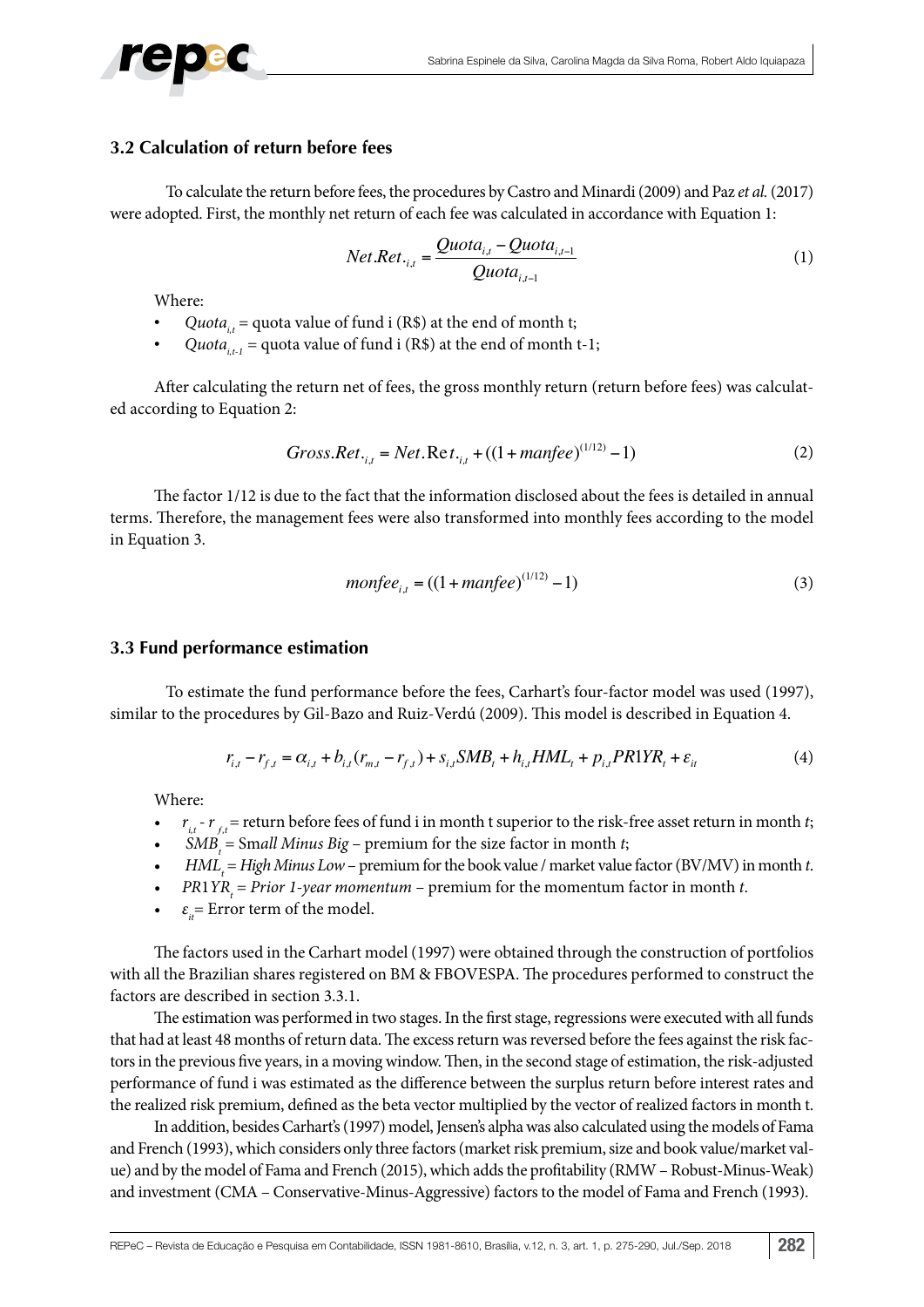### 3.2 Calculation of return before fees

To calculate the return before fees, the procedures by Castro and Minardi (2009) and Paz *et al.* (2017) were adopted. First, the monthly net return of each fee was calculated in accordance with Equation 1:

$$Net.Ret._{i,t} = \frac{Quota_{i,t} - Quota_{i,t-1}}{Quota_{i,t-1}} \tag{1}$$

Where:

- $Quota_{i,t}$ = quota value of fund i (R$) at the end of month t;
- $Quota_{i,t-1}$ = quota value of fund i (R$) at the end of month t-1;

After calculating the return net of fees, the gross monthly return (return before fees) was calculated according to Equation 2:

$$Gross.Ret._{i,t} = Net.Ret._{i,t} + ((1 + manfee)^{(1/12)} - 1) \tag{2}$$

The factor 1/12 is due to the fact that the information disclosed about the fees is detailed in annual terms. Therefore, the management fees were also transformed into monthly fees according to the model in Equation 3.

$$monfee_{i,t} = ((1 + manfee)^{(1/12)} - 1) \tag{3}$$

### 3.3 Fund performance estimation

To estimate the fund performance before the fees, Carhart's four-factor model was used (1997), similar to the procedures by Gil-Bazo and Ruiz-Verdú (2009). This model is described in Equation 4.

$$r_{i,t} - r_{f,t} = \alpha_{i,t} + b_{i,t}(r_{m,t} - r_{f,t}) + s_{i,t}SMB_t + h_{i,t}HML_t + p_{i,t}PR1YR_t + \varepsilon_{it} \tag{4}$$

Where:

- $r_{i,t} - r_{f,t}$ = return before fees of fund i in month t superior to the risk-free asset return in month *t*;
- $SMB_t$ = Sm*all Minus Big* – premium for the size factor in month *t*;
- $HML_t$ = *High Minus Low* – premium for the book value / market value factor (BV/MV) in month *t*.
- $PR1YR_t$ = *Prior 1-year momentum* – premium for the momentum factor in month *t*.
- $\varepsilon_{it}$ = Error term of the model.

The factors used in the Carhart model (1997) were obtained through the construction of portfolios with all the Brazilian shares registered on BM & FBOVESPA. The procedures performed to construct the factors are described in section 3.3.1.

The estimation was performed in two stages. In the first stage, regressions were executed with all funds that had at least 48 months of return data. The excess return was reversed before the fees against the risk factors in the previous five years, in a moving window. Then, in the second stage of estimation, the risk-adjusted performance of fund i was estimated as the difference between the surplus return before interest rates and the realized risk premium, defined as the beta vector multiplied by the vector of realized factors in month t.

In addition, besides Carhart's (1997) model, Jensen's alpha was also calculated using the models of Fama and French (1993), which considers only three factors (market risk premium, size and book value/market value) and by the model of Fama and French (2015), which adds the profitability (RMW – Robust-Minus-Weak) and investment (CMA – Conservative-Minus-Aggressive) factors to the model of Fama and French (1993).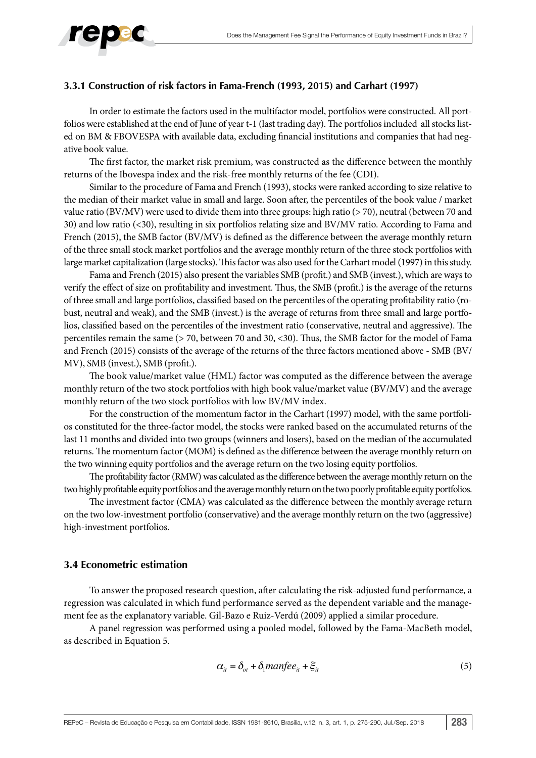### 3.3.1 Construction of risk factors in Fama-French (1993, 2015) and Carhart (1997)

In order to estimate the factors used in the multifactor model, portfolios were constructed. All portfolios were established at the end of June of year t-1 (last trading day). The portfolios included all stocks listed on BM & FBOVESPA with available data, excluding financial institutions and companies that had negative book value.

The first factor, the market risk premium, was constructed as the difference between the monthly returns of the Ibovespa index and the risk-free monthly returns of the fee (CDI).

Similar to the procedure of Fama and French (1993), stocks were ranked according to size relative to the median of their market value in small and large. Soon after, the percentiles of the book value / market value ratio (BV/MV) were used to divide them into three groups: high ratio (> 70), neutral (between 70 and 30) and low ratio (<30), resulting in six portfolios relating size and BV/MV ratio. According to Fama and French (2015), the SMB factor (BV/MV) is defined as the difference between the average monthly return of the three small stock market portfolios and the average monthly return of the three stock portfolios with large market capitalization (large stocks). This factor was also used for the Carhart model (1997) in this study.

Fama and French (2015) also present the variables SMB (profit.) and SMB (invest.), which are ways to verify the effect of size on profitability and investment. Thus, the SMB (profit.) is the average of the returns of three small and large portfolios, classified based on the percentiles of the operating profitability ratio (robust, neutral and weak), and the SMB (invest.) is the average of returns from three small and large portfolios, classified based on the percentiles of the investment ratio (conservative, neutral and aggressive). The percentiles remain the same (> 70, between 70 and 30, <30). Thus, the SMB factor for the model of Fama and French (2015) consists of the average of the returns of the three factors mentioned above - SMB (BV/MV), SMB (invest.), SMB (profit.).

The book value/market value (HML) factor was computed as the difference between the average monthly return of the two stock portfolios with high book value/market value (BV/MV) and the average monthly return of the two stock portfolios with low BV/MV index.

For the construction of the momentum factor in the Carhart (1997) model, with the same portfolios constituted for the three-factor model, the stocks were ranked based on the accumulated returns of the last 11 months and divided into two groups (winners and losers), based on the median of the accumulated returns. The momentum factor (MOM) is defined as the difference between the average monthly return on the two winning equity portfolios and the average return on the two losing equity portfolios.

The profitability factor (RMW) was calculated as the difference between the average monthly return on the two highly profitable equity portfolios and the average monthly return on the two poorly profitable equity portfolios.

The investment factor (CMA) was calculated as the difference between the monthly average return on the two low-investment portfolio (conservative) and the average monthly return on the two (aggressive) high-investment portfolios.

## 3.4 Econometric estimation

To answer the proposed research question, after calculating the risk-adjusted fund performance, a regression was calculated in which fund performance served as the dependent variable and the management fee as the explanatory variable. Gil-Bazo e Ruiz-Verdú (2009) applied a similar procedure.

A panel regression was performed using a pooled model, followed by the Fama-MacBeth model, as described in Equation 5.

$$\alpha_{it} = \delta_{ot} + \delta_1 manfee_{it} + \xi_{it} \tag{5}$$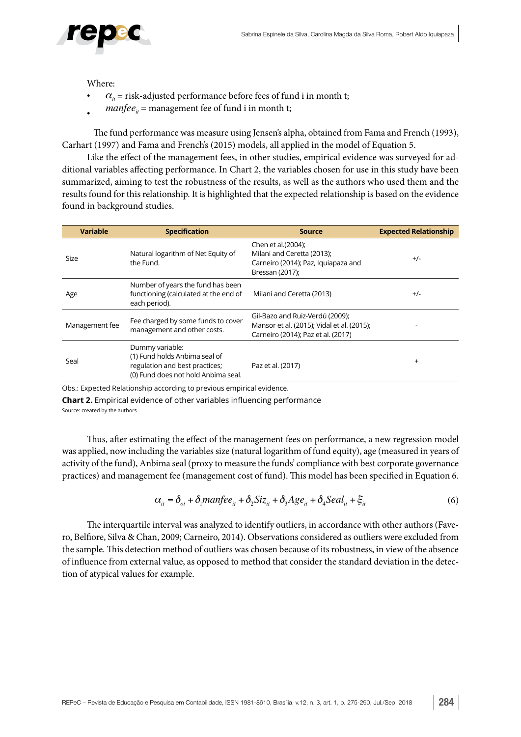Where:

- $\alpha_{it}$ = risk-adjusted performance before fees of fund i in month t;
- $manfee_{it}$ = management fee of fund i in month t;

The fund performance was measure using Jensen's alpha, obtained from Fama and French (1993), Carhart (1997) and Fama and French's (2015) models, all applied in the model of Equation 5.

Like the effect of the management fees, in other studies, empirical evidence was surveyed for additional variables affecting performance. In Chart 2, the variables chosen for use in this study have been summarized, aiming to test the robustness of the results, as well as the authors who used them and the results found for this relationship. It is highlighted that the expected relationship is based on the evidence found in background studies.

| Variable | Specification | Source | Expected Relationship |
|---|---|---|---|
| Size | Natural logarithm of Net Equity of the Fund. | Chen et al.(2004); Milani and Ceretta (2013); Carneiro (2014); Paz, Iquiapaza and Bressan (2017); | +/- |
| Age | Number of years the fund has been functioning (calculated at the end of each period). | Milani and Ceretta (2013) | +/- |
| Management fee | Fee charged by some funds to cover management and other costs. | Gil-Bazo and Ruiz-Verdú (2009); Mansor et al. (2015); Vidal et al. (2015); Carneiro (2014); Paz et al. (2017) | - |
| Seal | Dummy variable: (1) Fund holds Anbima seal of regulation and best practices; (0) Fund does not hold Anbima seal. | Paz et al. (2017) | + |

Obs.: Expected Relationship according to previous empirical evidence.

**Chart 2.** Empirical evidence of other variables influencing performance

Source: created by the authors

Thus, after estimating the effect of the management fees on performance, a new regression model was applied, now including the variables size (natural logarithm of fund equity), age (measured in years of activity of the fund), Anbima seal (proxy to measure the funds' compliance with best corporate governance practices) and management fee (management cost of fund). This model has been specified in Equation 6.

$$\alpha_{it} = \delta_{ot} + \delta_1 manfee_{it} + \delta_2 Siz_{it} + \delta_3 Age_{it} + \delta_4 Seal_{it} + \xi_{it} \tag{6}$$

The interquartile interval was analyzed to identify outliers, in accordance with other authors (Favero, Belfiore, Silva & Chan, 2009; Carneiro, 2014). Observations considered as outliers were excluded from the sample. This detection method of outliers was chosen because of its robustness, in view of the absence of influence from external value, as opposed to method that consider the standard deviation in the detection of atypical values for example.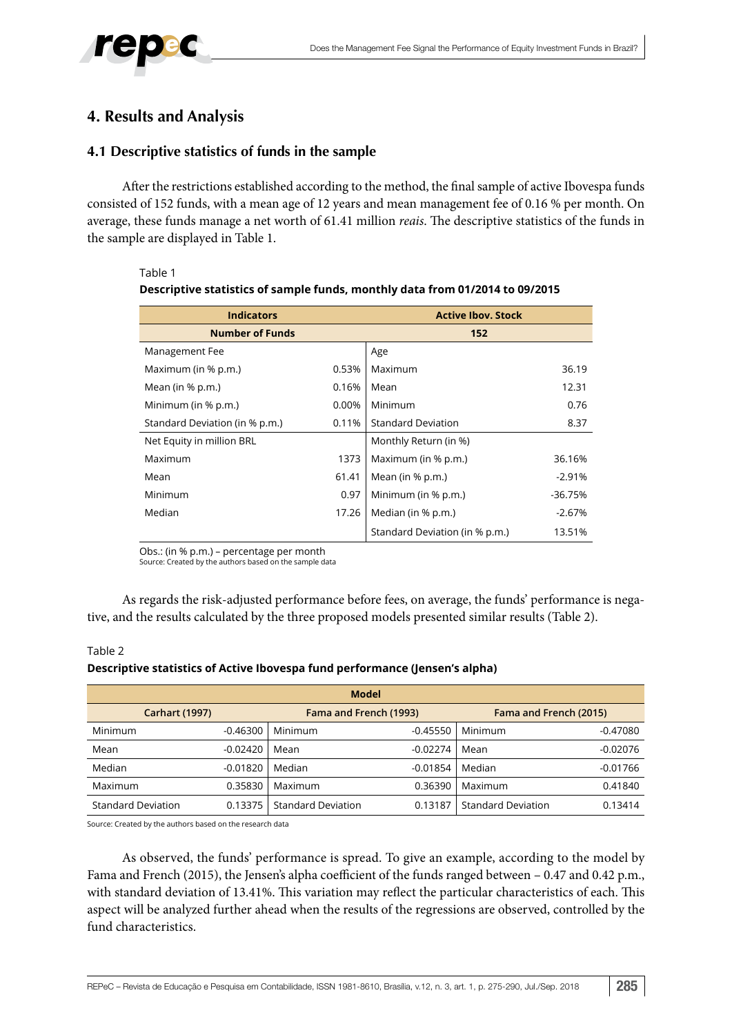## 4. Results and Analysis

### 4.1 Descriptive statistics of funds in the sample

After the restrictions established according to the method, the final sample of active Ibovespa funds consisted of 152 funds, with a mean age of 12 years and mean management fee of 0.16 % per month. On average, these funds manage a net worth of 61.41 million *reais*. The descriptive statistics of the funds in the sample are displayed in Table 1.

Table 1

**Descriptive statistics of sample funds, monthly data from 01/2014 to 09/2015**

| Indicators | | Active Ibov. Stock | |
|---|---|---|---|
| **Number of Funds** | | **152** | |
| Management Fee | | Age | |
| Maximum (in % p.m.) | 0.53% | Maximum | 36.19 |
| Mean (in % p.m.) | 0.16% | Mean | 12.31 |
| Minimum (in % p.m.) | 0.00% | Minimum | 0.76 |
| Standard Deviation (in % p.m.) | 0.11% | Standard Deviation | 8.37 |
| Net Equity in million BRL | | Monthly Return (in %) | |
| Maximum | 1373 | Maximum (in % p.m.) | 36.16% |
| Mean | 61.41 | Mean (in % p.m.) | -2.91% |
| Minimum | 0.97 | Minimum (in % p.m.) | -36.75% |
| Median | 17.26 | Median (in % p.m.) | -2.67% |
| | | Standard Deviation (in % p.m.) | 13.51% |

Obs.: (in % p.m.) – percentage per month
Source: Created by the authors based on the sample data

As regards the risk-adjusted performance before fees, on average, the funds' performance is negative, and the results calculated by the three proposed models presented similar results (Table 2).

Table 2

**Descriptive statistics of Active Ibovespa fund performance (Jensen's alpha)**

| Model | | | | | |
|---|---|---|---|---|---|
| **Carhart (1997)** | | **Fama and French (1993)** | | **Fama and French (2015)** | |
| Minimum | -0.46300 | Minimum | -0.45550 | Minimum | -0.47080 |
| Mean | -0.02420 | Mean | -0.02274 | Mean | -0.02076 |
| Median | -0.01820 | Median | -0.01854 | Median | -0.01766 |
| Maximum | 0.35830 | Maximum | 0.36390 | Maximum | 0.41840 |
| Standard Deviation | 0.13375 | Standard Deviation | 0.13187 | Standard Deviation | 0.13414 |

Source: Created by the authors based on the research data

As observed, the funds' performance is spread. To give an example, according to the model by Fama and French (2015), the Jensen's alpha coefficient of the funds ranged between – 0.47 and 0.42 p.m., with standard deviation of 13.41%. This variation may reflect the particular characteristics of each. This aspect will be analyzed further ahead when the results of the regressions are observed, controlled by the fund characteristics.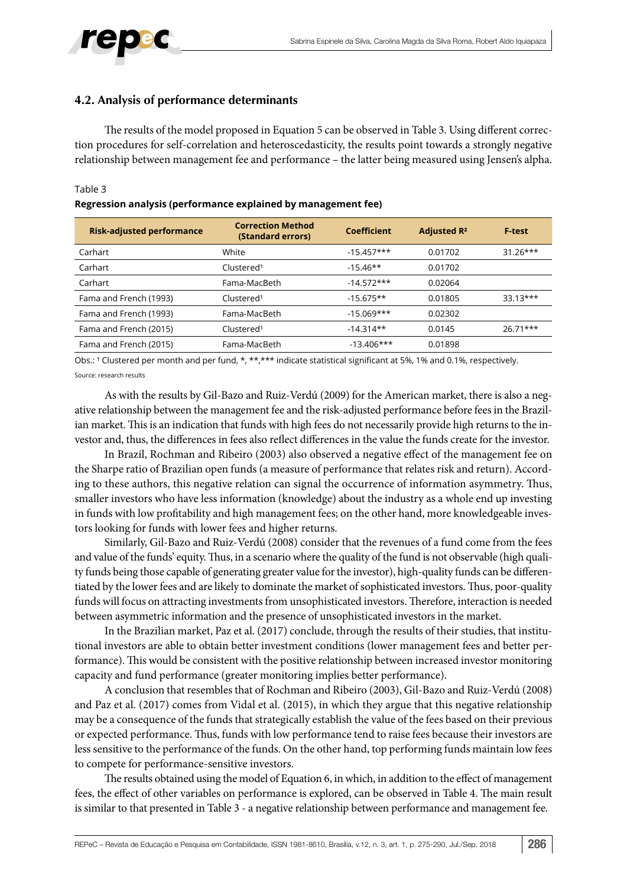### 4.2. Analysis of performance determinants

The results of the model proposed in Equation 5 can be observed in Table 3. Using different correction procedures for self-correlation and heteroscedasticity, the results point towards a strongly negative relationship between management fee and performance – the latter being measured using Jensen's alpha.

Table 3

**Regression analysis (performance explained by management fee)**

| Risk-adjusted performance | Correction Method (Standard errors) | Coefficient | Adjusted R² | F-test |
|---|---|---|---|---|
| Carhart | White | -15.457*** | 0.01702 | 31.26*** |
| Carhart | Clustered[1] | -15.46** | 0.01702 | |
| Carhart | Fama-MacBeth | -14.572*** | 0.02064 | |
| Fama and French (1993) | Clustered[1] | -15.675** | 0.01805 | 33.13*** |
| Fama and French (1993) | Fama-MacBeth | -15.069*** | 0.02302 | |
| Fama and French (2015) | Clustered[1] | -14.314** | 0.0145 | 26.71*** |
| Fama and French (2015) | Fama-MacBeth | -13.406*** | 0.01898 | |

Obs.: [1] Clustered per month and per fund, *, **,*** indicate statistical significant at 5%, 1% and 0.1%, respectively.

Source: research results

As with the results by Gil-Bazo and Ruiz-Verdú (2009) for the American market, there is also a negative relationship between the management fee and the risk-adjusted performance before fees in the Brazilian market. This is an indication that funds with high fees do not necessarily provide high returns to the investor and, thus, the differences in fees also reflect differences in the value the funds create for the investor.

In Brazil, Rochman and Ribeiro (2003) also observed a negative effect of the management fee on the Sharpe ratio of Brazilian open funds (a measure of performance that relates risk and return). According to these authors, this negative relation can signal the occurrence of information asymmetry. Thus, smaller investors who have less information (knowledge) about the industry as a whole end up investing in funds with low profitability and high management fees; on the other hand, more knowledgeable investors looking for funds with lower fees and higher returns.

Similarly, Gil-Bazo and Ruiz-Verdú (2008) consider that the revenues of a fund come from the fees and value of the funds' equity. Thus, in a scenario where the quality of the fund is not observable (high quality funds being those capable of generating greater value for the investor), high-quality funds can be differentiated by the lower fees and are likely to dominate the market of sophisticated investors. Thus, poor-quality funds will focus on attracting investments from unsophisticated investors. Therefore, interaction is needed between asymmetric information and the presence of unsophisticated investors in the market.

In the Brazilian market, Paz et al. (2017) conclude, through the results of their studies, that institutional investors are able to obtain better investment conditions (lower management fees and better performance). This would be consistent with the positive relationship between increased investor monitoring capacity and fund performance (greater monitoring implies better performance).

A conclusion that resembles that of Rochman and Ribeiro (2003), Gil-Bazo and Ruiz-Verdú (2008) and Paz et al. (2017) comes from Vidal et al. (2015), in which they argue that this negative relationship may be a consequence of the funds that strategically establish the value of the fees based on their previous or expected performance. Thus, funds with low performance tend to raise fees because their investors are less sensitive to the performance of the funds. On the other hand, top performing funds maintain low fees to compete for performance-sensitive investors.

The results obtained using the model of Equation 6, in which, in addition to the effect of management fees, the effect of other variables on performance is explored, can be observed in Table 4. The main result is similar to that presented in Table 3 - a negative relationship between performance and management fee.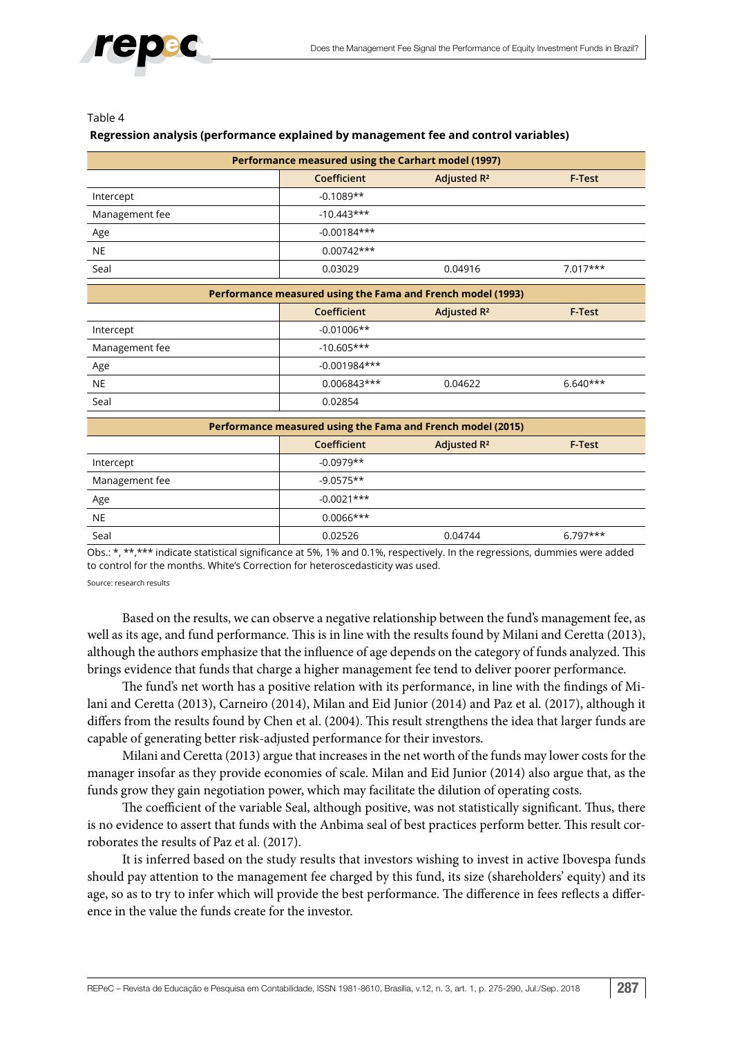Table 4

**Regression analysis (performance explained by management fee and control variables)**

| Performance measured using the Carhart model (1997) | | | |
|---|---|---|---|
| | Coefficient | Adjusted R² | F-Test |
| Intercept | -0.1089** | | |
| Management fee | -10.443*** | | |
| Age | -0.00184*** | | |
| NE | 0.00742*** | | |
| Seal | 0.03029 | 0.04916 | 7.017*** |
| **Performance measured using the Fama and French model (1993)** | | | |
| | Coefficient | Adjusted R² | F-Test |
| Intercept | -0.01006** | | |
| Management fee | -10.605*** | | |
| Age | -0.001984*** | | |
| NE | 0.006843*** | 0.04622 | 6.640*** |
| Seal | 0.02854 | | |
| **Performance measured using the Fama and French model (2015)** | | | |
| | Coefficient | Adjusted R² | F-Test |
| Intercept | -0.0979** | | |
| Management fee | -9.0575** | | |
| Age | -0.0021*** | | |
| NE | 0.0066*** | | |
| Seal | 0.02526 | 0.04744 | 6.797*** |

Obs.: *, **,*** indicate statistical significance at 5%, 1% and 0.1%, respectively. In the regressions, dummies were added to control for the months. White's Correction for heteroscedasticity was used.

Source: research results

Based on the results, we can observe a negative relationship between the fund's management fee, as well as its age, and fund performance. This is in line with the results found by Milani and Ceretta (2013), although the authors emphasize that the influence of age depends on the category of funds analyzed. This brings evidence that funds that charge a higher management fee tend to deliver poorer performance.

The fund's net worth has a positive relation with its performance, in line with the findings of Milani and Ceretta (2013), Carneiro (2014), Milan and Eid Junior (2014) and Paz et al. (2017), although it differs from the results found by Chen et al. (2004). This result strengthens the idea that larger funds are capable of generating better risk-adjusted performance for their investors.

Milani and Ceretta (2013) argue that increases in the net worth of the funds may lower costs for the manager insofar as they provide economies of scale. Milan and Eid Junior (2014) also argue that, as the funds grow they gain negotiation power, which may facilitate the dilution of operating costs.

The coefficient of the variable Seal, although positive, was not statistically significant. Thus, there is no evidence to assert that funds with the Anbima seal of best practices perform better. This result corroborates the results of Paz et al. (2017).

It is inferred based on the study results that investors wishing to invest in active Ibovespa funds should pay attention to the management fee charged by this fund, its size (shareholders' equity) and its age, so as to try to infer which will provide the best performance. The difference in fees reflects a difference in the value the funds create for the investor.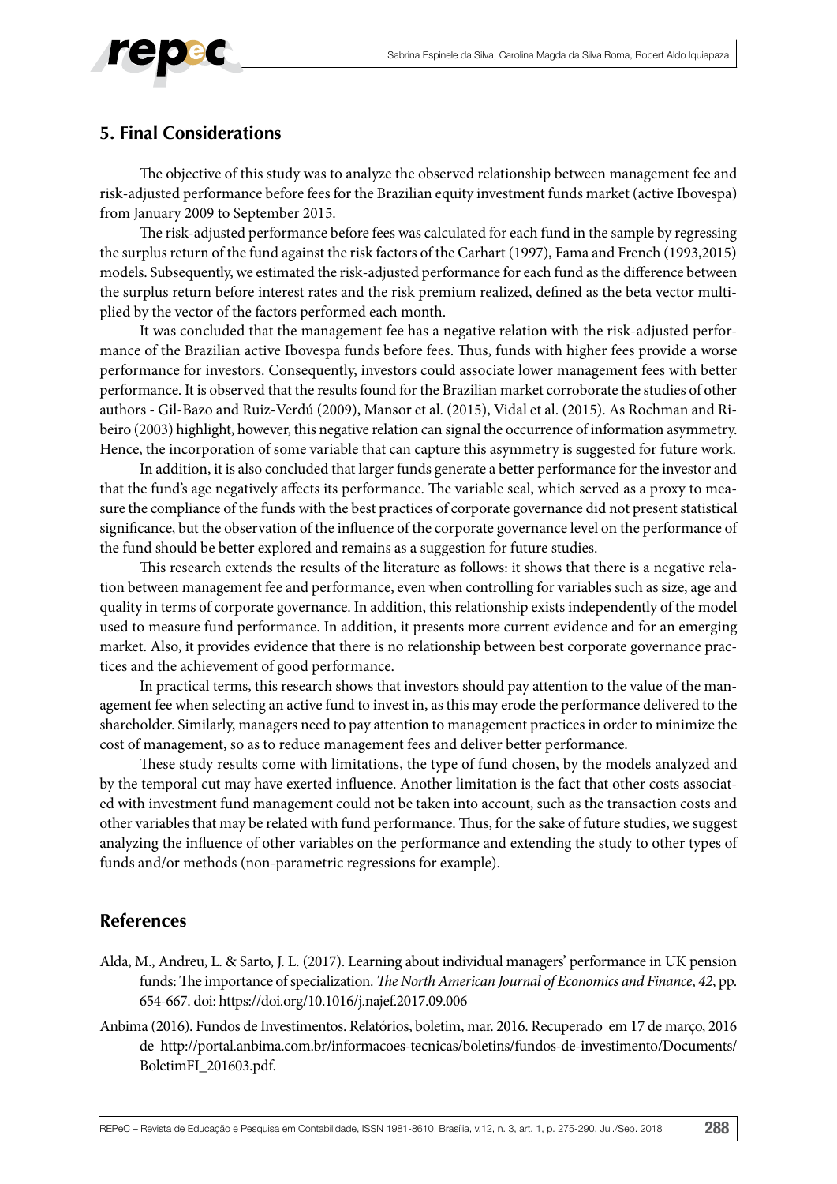## 5. Final Considerations

The objective of this study was to analyze the observed relationship between management fee and risk-adjusted performance before fees for the Brazilian equity investment funds market (active Ibovespa) from January 2009 to September 2015.

The risk-adjusted performance before fees was calculated for each fund in the sample by regressing the surplus return of the fund against the risk factors of the Carhart (1997), Fama and French (1993,2015) models. Subsequently, we estimated the risk-adjusted performance for each fund as the difference between the surplus return before interest rates and the risk premium realized, defined as the beta vector multiplied by the vector of the factors performed each month.

It was concluded that the management fee has a negative relation with the risk-adjusted performance of the Brazilian active Ibovespa funds before fees. Thus, funds with higher fees provide a worse performance for investors. Consequently, investors could associate lower management fees with better performance. It is observed that the results found for the Brazilian market corroborate the studies of other authors - Gil-Bazo and Ruiz-Verdú (2009), Mansor et al. (2015), Vidal et al. (2015). As Rochman and Ribeiro (2003) highlight, however, this negative relation can signal the occurrence of information asymmetry. Hence, the incorporation of some variable that can capture this asymmetry is suggested for future work.

In addition, it is also concluded that larger funds generate a better performance for the investor and that the fund's age negatively affects its performance. The variable seal, which served as a proxy to measure the compliance of the funds with the best practices of corporate governance did not present statistical significance, but the observation of the influence of the corporate governance level on the performance of the fund should be better explored and remains as a suggestion for future studies.

This research extends the results of the literature as follows: it shows that there is a negative relation between management fee and performance, even when controlling for variables such as size, age and quality in terms of corporate governance. In addition, this relationship exists independently of the model used to measure fund performance. In addition, it presents more current evidence and for an emerging market. Also, it provides evidence that there is no relationship between best corporate governance practices and the achievement of good performance.

In practical terms, this research shows that investors should pay attention to the value of the management fee when selecting an active fund to invest in, as this may erode the performance delivered to the shareholder. Similarly, managers need to pay attention to management practices in order to minimize the cost of management, so as to reduce management fees and deliver better performance.

These study results come with limitations, the type of fund chosen, by the models analyzed and by the temporal cut may have exerted influence. Another limitation is the fact that other costs associated with investment fund management could not be taken into account, such as the transaction costs and other variables that may be related with fund performance. Thus, for the sake of future studies, we suggest analyzing the influence of other variables on the performance and extending the study to other types of funds and/or methods (non-parametric regressions for example).

## References

Alda, M., Andreu, L. & Sarto, J. L. (2017). Learning about individual managers' performance in UK pension funds: The importance of specialization. *The North American Journal of Economics and Finance*, *42*, pp. 654-667. doi: https://doi.org/10.1016/j.najef.2017.09.006

Anbima (2016). Fundos de Investimentos. Relatórios, boletim, mar. 2016. Recuperado em 17 de março, 2016 de http://portal.anbima.com.br/informacoes-tecnicas/boletins/fundos-de-investimento/Documents/BoletimFI_201603.pdf.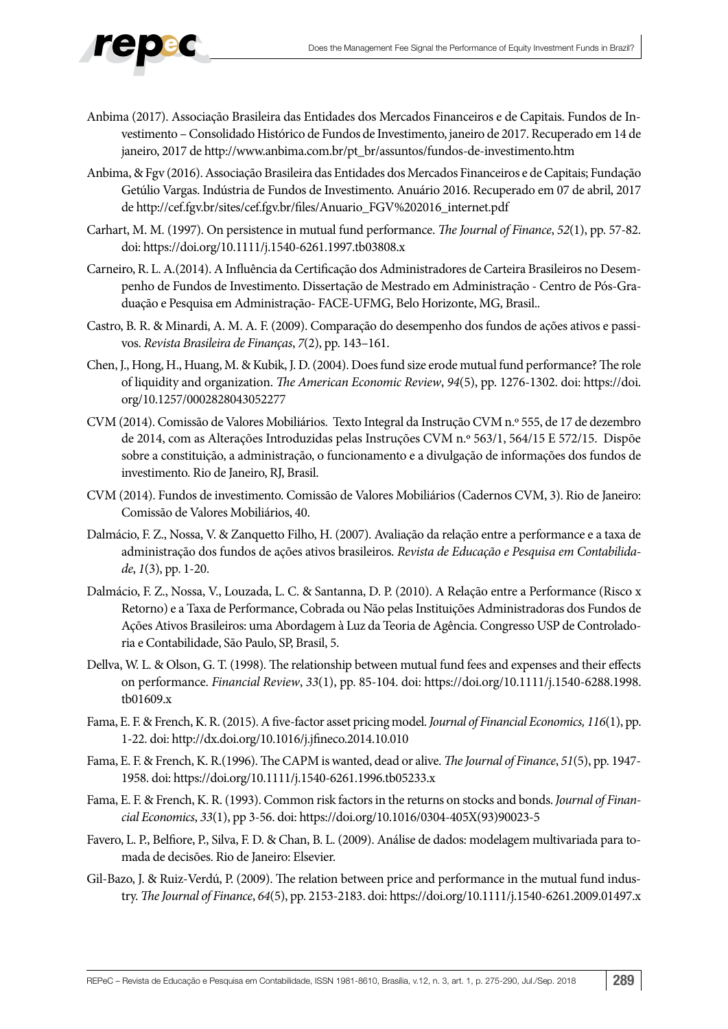Anbima (2017). Associação Brasileira das Entidades dos Mercados Financeiros e de Capitais. Fundos de Investimento – Consolidado Histórico de Fundos de Investimento, janeiro de 2017. Recuperado em 14 de janeiro, 2017 de http://www.anbima.com.br/pt_br/assuntos/fundos-de-investimento.htm

Anbima, & Fgv (2016). Associação Brasileira das Entidades dos Mercados Financeiros e de Capitais; Fundação Getúlio Vargas. Indústria de Fundos de Investimento. Anuário 2016. Recuperado em 07 de abril, 2017 de http://cef.fgv.br/sites/cef.fgv.br/files/Anuario_FGV%202016_internet.pdf

Carhart, M. M. (1997). On persistence in mutual fund performance. *The Journal of Finance*, *52*(1), pp. 57-82. doi: https://doi.org/10.1111/j.1540-6261.1997.tb03808.x

Carneiro, R. L. A.(2014). A Influência da Certificação dos Administradores de Carteira Brasileiros no Desempenho de Fundos de Investimento. Dissertação de Mestrado em Administração - Centro de Pós-Graduação e Pesquisa em Administração- FACE-UFMG, Belo Horizonte, MG, Brasil..

Castro, B. R. & Minardi, A. M. A. F. (2009). Comparação do desempenho dos fundos de ações ativos e passivos. *Revista Brasileira de Finanças*, *7*(2), pp. 143–161.

Chen, J., Hong, H., Huang, M. & Kubik, J. D. (2004). Does fund size erode mutual fund performance? The role of liquidity and organization. *The American Economic Review*, *94*(5), pp. 1276-1302. doi: https://doi.org/10.1257/0002828043052277

CVM (2014). Comissão de Valores Mobiliários. Texto Integral da Instrução CVM n.º 555, de 17 de dezembro de 2014, com as Alterações Introduzidas pelas Instruções CVM n.º 563/1, 564/15 E 572/15. Dispõe sobre a constituição, a administração, o funcionamento e a divulgação de informações dos fundos de investimento. Rio de Janeiro, RJ, Brasil.

CVM (2014). Fundos de investimento. Comissão de Valores Mobiliários (Cadernos CVM, 3). Rio de Janeiro: Comissão de Valores Mobiliários, 40.

Dalmácio, F. Z., Nossa, V. & Zanquetto Filho, H. (2007). Avaliação da relação entre a performance e a taxa de administração dos fundos de ações ativos brasileiros. *Revista de Educação e Pesquisa em Contabilidade*, *1*(3), pp. 1-20.

Dalmácio, F. Z., Nossa, V., Louzada, L. C. & Santanna, D. P. (2010). A Relação entre a Performance (Risco x Retorno) e a Taxa de Performance, Cobrada ou Não pelas Instituições Administradoras dos Fundos de Ações Ativos Brasileiros: uma Abordagem à Luz da Teoria de Agência. Congresso USP de Controladoria e Contabilidade, São Paulo, SP, Brasil, 5.

Dellva, W. L. & Olson, G. T. (1998). The relationship between mutual fund fees and expenses and their effects on performance. *Financial Review*, *33*(1), pp. 85-104. doi: https://doi.org/10.1111/j.1540-6288.1998.tb01609.x

Fama, E. F. & French, K. R. (2015). A five-factor asset pricing model. *Journal of Financial Economics, 116*(1), pp. 1-22. doi: http://dx.doi.org/10.1016/j.jfineco.2014.10.010

Fama, E. F. & French, K. R.(1996). The CAPM is wanted, dead or alive. *The Journal of Finance*, *51*(5), pp. 1947-1958. doi: https://doi.org/10.1111/j.1540-6261.1996.tb05233.x

Fama, E. F. & French, K. R. (1993). Common risk factors in the returns on stocks and bonds. *Journal of Financial Economics*, *33*(1), pp 3-56. doi: https://doi.org/10.1016/0304-405X(93)90023-5

Favero, L. P., Belfiore, P., Silva, F. D. & Chan, B. L. (2009). Análise de dados: modelagem multivariada para tomada de decisões. Rio de Janeiro: Elsevier.

Gil-Bazo, J. & Ruiz-Verdú, P. (2009). The relation between price and performance in the mutual fund industry. *The Journal of Finance*, *64*(5), pp. 2153-2183. doi: https://doi.org/10.1111/j.1540-6261.2009.01497.x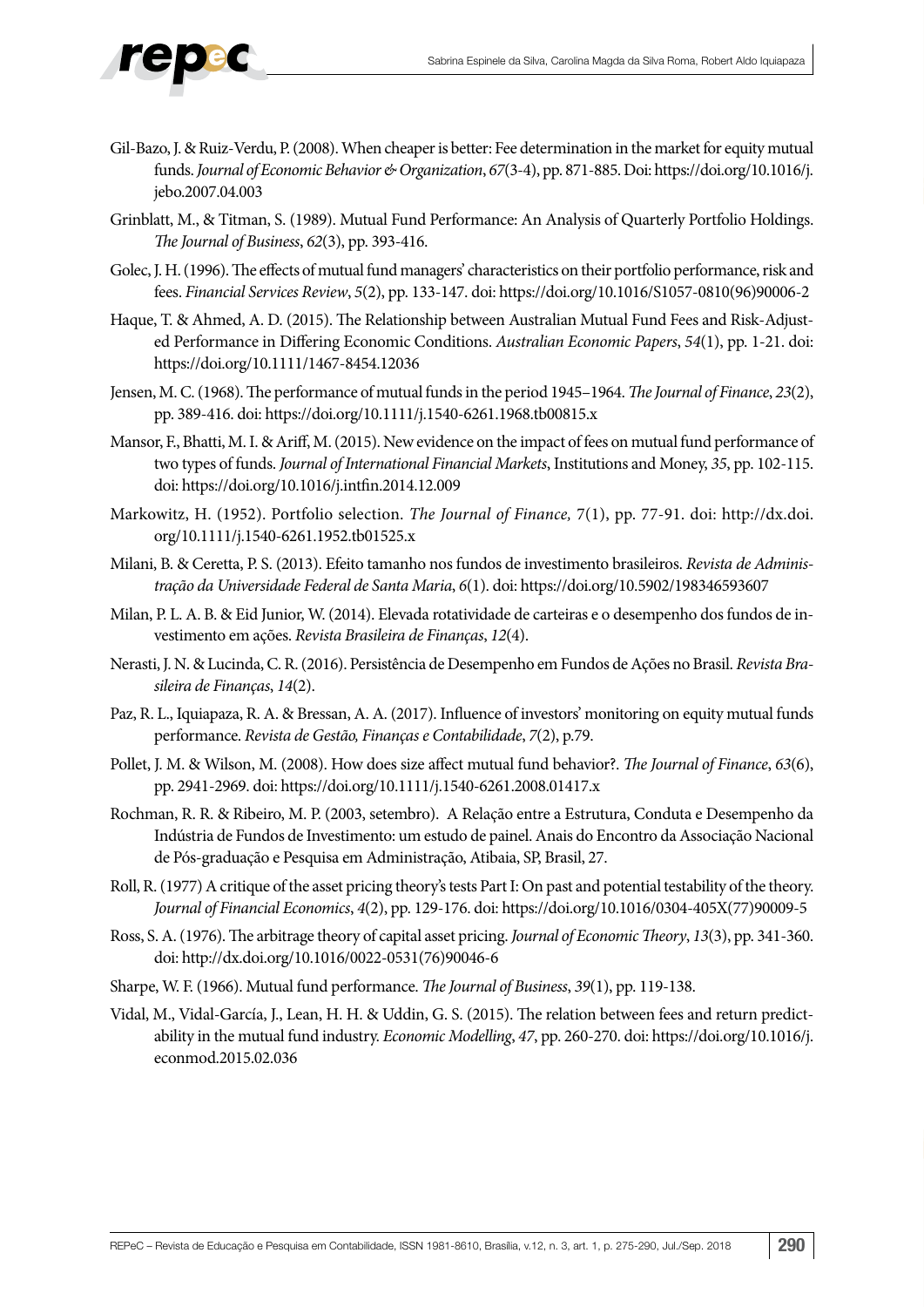Gil-Bazo, J. & Ruiz-Verdu, P. (2008). When cheaper is better: Fee determination in the market for equity mutual funds. *Journal of Economic Behavior & Organization*, *67*(3-4), pp. 871-885. Doi: https://doi.org/10.1016/j.jebo.2007.04.003

Grinblatt, M., & Titman, S. (1989). Mutual Fund Performance: An Analysis of Quarterly Portfolio Holdings. *The Journal of Business*, *62*(3), pp. 393-416.

Golec, J. H. (1996). The effects of mutual fund managers' characteristics on their portfolio performance, risk and fees. *Financial Services Review*, *5*(2), pp. 133-147. doi: https://doi.org/10.1016/S1057-0810(96)90006-2

Haque, T. & Ahmed, A. D. (2015). The Relationship between Australian Mutual Fund Fees and Risk-Adjusted Performance in Differing Economic Conditions. *Australian Economic Papers*, *54*(1), pp. 1-21. doi: https://doi.org/10.1111/1467-8454.12036

Jensen, M. C. (1968). The performance of mutual funds in the period 1945–1964. *The Journal of Finance*, *23*(2), pp. 389-416. doi: https://doi.org/10.1111/j.1540-6261.1968.tb00815.x

Mansor, F., Bhatti, M. I. & Ariff, M. (2015). New evidence on the impact of fees on mutual fund performance of two types of funds. *Journal of International Financial Markets*, Institutions and Money, *35*, pp. 102-115. doi: https://doi.org/10.1016/j.intfin.2014.12.009

Markowitz, H. (1952). Portfolio selection. *The Journal of Finance,* 7(1), pp. 77-91. doi: http://dx.doi.org/10.1111/j.1540-6261.1952.tb01525.x

Milani, B. & Ceretta, P. S. (2013). Efeito tamanho nos fundos de investimento brasileiros. *Revista de Administração da Universidade Federal de Santa Maria*, *6*(1). doi: https://doi.org/10.5902/198346593607

Milan, P. L. A. B. & Eid Junior, W. (2014). Elevada rotatividade de carteiras e o desempenho dos fundos de investimento em ações. *Revista Brasileira de Finanças*, *12*(4).

Nerasti, J. N. & Lucinda, C. R. (2016). Persistência de Desempenho em Fundos de Ações no Brasil. *Revista Brasileira de Finanças*, *14*(2).

Paz, R. L., Iquiapaza, R. A. & Bressan, A. A. (2017). Influence of investors' monitoring on equity mutual funds performance. *Revista de Gestão, Finanças e Contabilidade*, *7*(2), p.79.

Pollet, J. M. & Wilson, M. (2008). How does size affect mutual fund behavior?. *The Journal of Finance*, *63*(6), pp. 2941-2969. doi: https://doi.org/10.1111/j.1540-6261.2008.01417.x

Rochman, R. R. & Ribeiro, M. P. (2003, setembro). A Relação entre a Estrutura, Conduta e Desempenho da Indústria de Fundos de Investimento: um estudo de painel. Anais do Encontro da Associação Nacional de Pós-graduação e Pesquisa em Administração, Atibaia, SP, Brasil, 27.

Roll, R. (1977) A critique of the asset pricing theory's tests Part I: On past and potential testability of the theory. *Journal of Financial Economics*, *4*(2), pp. 129-176. doi: https://doi.org/10.1016/0304-405X(77)90009-5

Ross, S. A. (1976). The arbitrage theory of capital asset pricing. *Journal of Economic Theory*, *13*(3), pp. 341-360. doi: http://dx.doi.org/10.1016/0022-0531(76)90046-6

Sharpe, W. F. (1966). Mutual fund performance. *The Journal of Business*, *39*(1), pp. 119-138.

Vidal, M., Vidal-García, J., Lean, H. H. & Uddin, G. S. (2015). The relation between fees and return predictability in the mutual fund industry. *Economic Modelling*, *47*, pp. 260-270. doi: https://doi.org/10.1016/j.econmod.2015.02.036